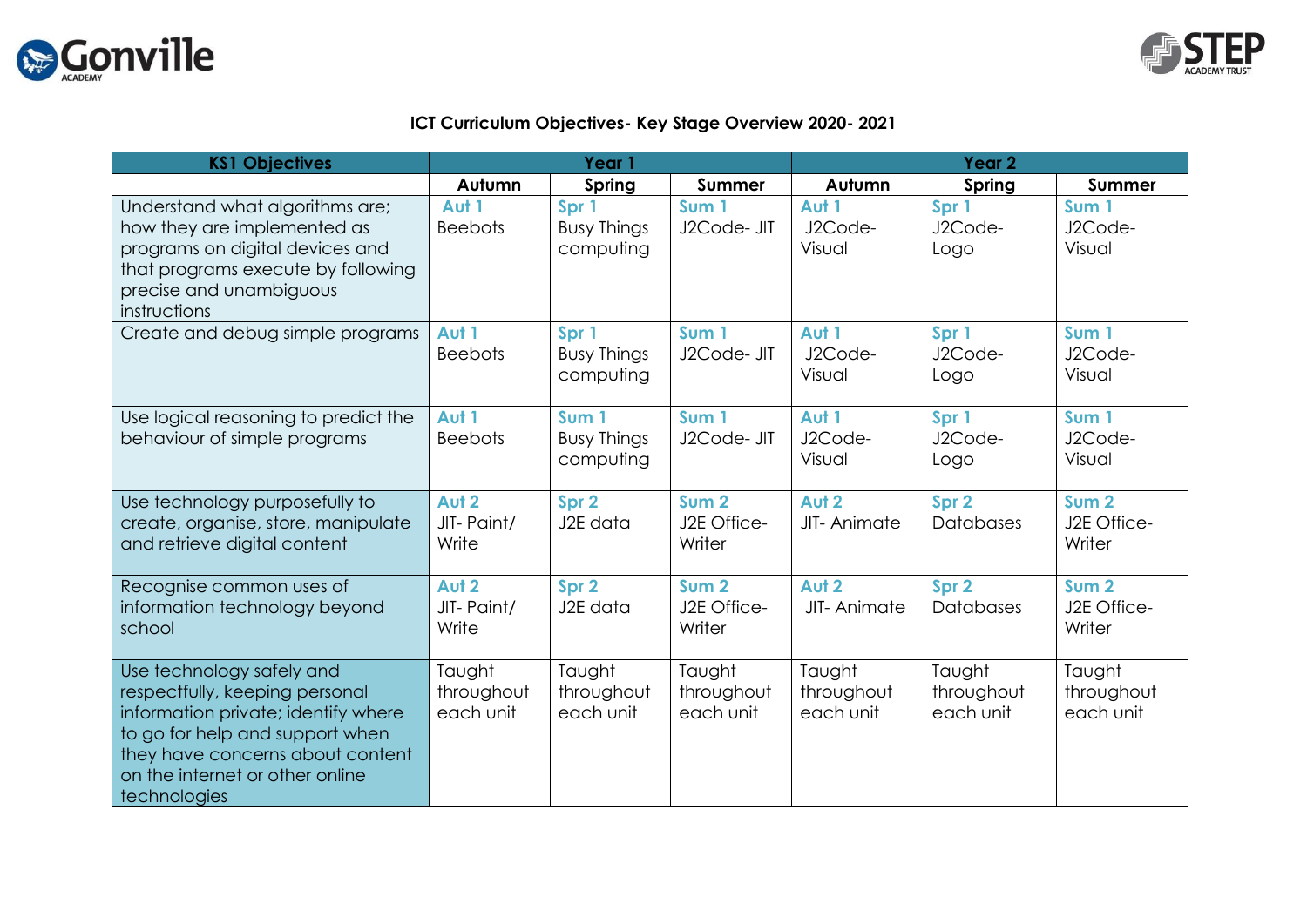## ICT Curriculum Objectives- Key Stage Overview 2020- 2021

| KS1 Objectives | Year 1 | | | Year 2 | | |
|---|---|---|---|---|---|---|
| | Autumn | Spring | Summer | Autumn | Spring | Summer |
| Understand what algorithms are; how they are implemented as programs on digital devices and that programs execute by following precise and unambiguous instructions | **Aut 1** Beebots | **Spr 1** Busy Things computing | **Sum 1** J2Code- JIT | **Aut 1** J2Code- Visual | **Spr 1** J2Code- Logo | **Sum 1** J2Code- Visual |
| Create and debug simple programs | **Aut 1** Beebots | **Spr 1** Busy Things computing | **Sum 1** J2Code- JIT | **Aut 1** J2Code- Visual | **Spr 1** J2Code- Logo | **Sum 1** J2Code- Visual |
| Use logical reasoning to predict the behaviour of simple programs | **Aut 1** Beebots | **Sum 1** Busy Things computing | **Sum 1** J2Code- JIT | **Aut 1** J2Code- Visual | **Spr 1** J2Code- Logo | **Sum 1** J2Code- Visual |
| Use technology purposefully to create, organise, store, manipulate and retrieve digital content | **Aut 2** JIT- Paint/ Write | **Spr 2** J2E data | **Sum 2** J2E Office- Writer | **Aut 2** JIT- Animate | **Spr 2** Databases | **Sum 2** J2E Office- Writer |
| Recognise common uses of information technology beyond school | **Aut 2** JIT- Paint/ Write | **Spr 2** J2E data | **Sum 2** J2E Office- Writer | **Aut 2** JIT- Animate | **Spr 2** Databases | **Sum 2** J2E Office- Writer |
| Use technology safely and respectfully, keeping personal information private; identify where to go for help and support when they have concerns about content on the internet or other online technologies | Taught throughout each unit | Taught throughout each unit | Taught throughout each unit | Taught throughout each unit | Taught throughout each unit | Taught throughout each unit |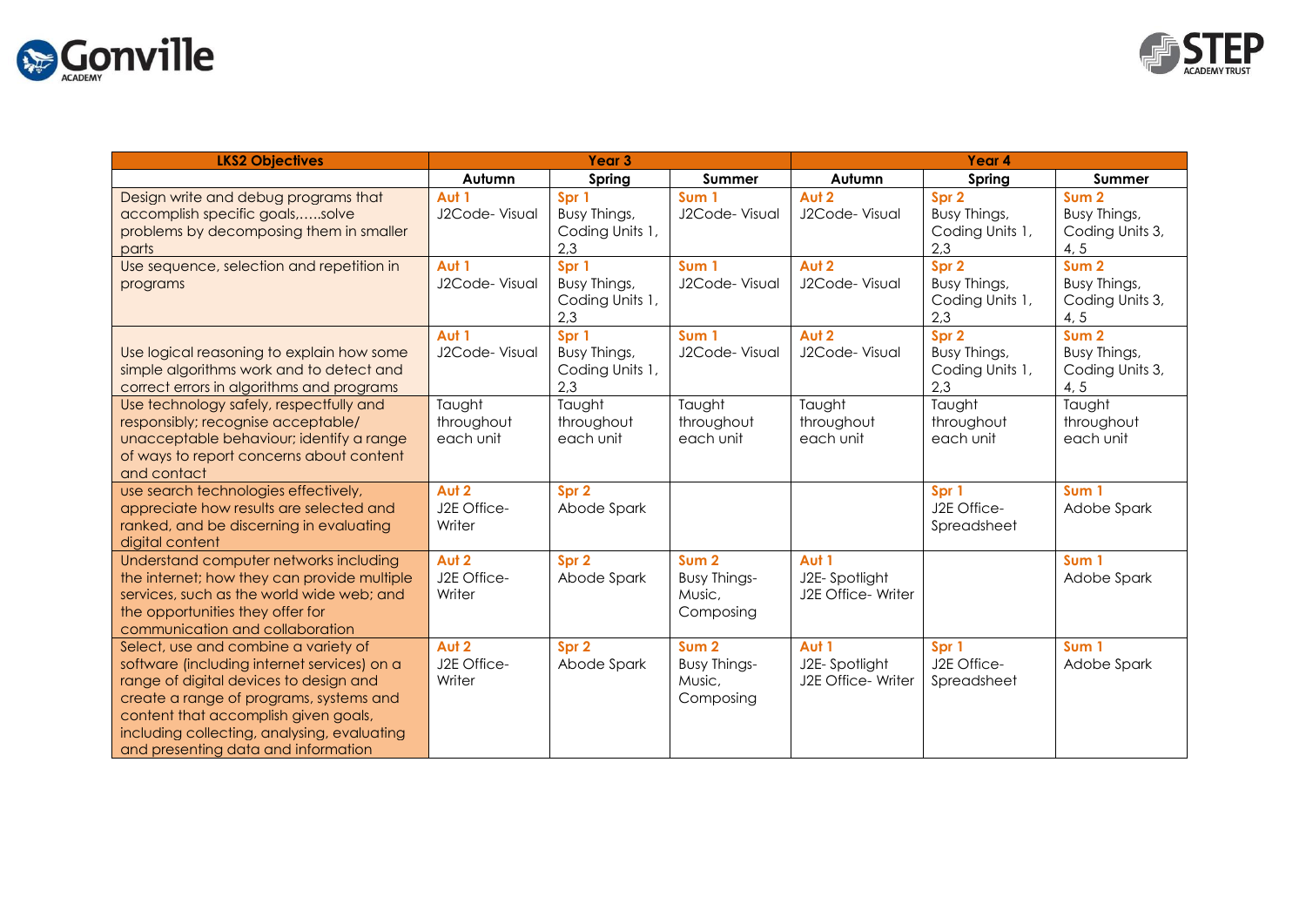| LKS2 Objectives | Year 3 | | | Year 4 | | |
|---|---|---|---|---|---|---|
| | Autumn | Spring | Summer | Autumn | Spring | Summer |
| Design write and debug programs that accomplish specific goals,…..solve problems by decomposing them in smaller parts | **Aut 1** J2Code- Visual | **Spr 1** Busy Things, Coding Units 1, 2,3 | **Sum 1** J2Code- Visual | **Aut 2** J2Code- Visual | **Spr 2** Busy Things, Coding Units 1, 2,3 | **Sum 2** Busy Things, Coding Units 3, 4, 5 |
| Use sequence, selection and repetition in programs | **Aut 1** J2Code- Visual | **Spr 1** Busy Things, Coding Units 1, 2,3 | **Sum 1** J2Code- Visual | **Aut 2** J2Code- Visual | **Spr 2** Busy Things, Coding Units 1, 2,3 | **Sum 2** Busy Things, Coding Units 3, 4, 5 |
| Use logical reasoning to explain how some simple algorithms work and to detect and correct errors in algorithms and programs | **Aut 1** J2Code- Visual | **Spr 1** Busy Things, Coding Units 1, 2,3 | **Sum 1** J2Code- Visual | **Aut 2** J2Code- Visual | **Spr 2** Busy Things, Coding Units 1, 2,3 | **Sum 2** Busy Things, Coding Units 3, 4, 5 |
| Use technology safely, respectfully and responsibly; recognise acceptable/ unacceptable behaviour; identify a range of ways to report concerns about content and contact | Taught throughout each unit | Taught throughout each unit | Taught throughout each unit | Taught throughout each unit | Taught throughout each unit | Taught throughout each unit |
| use search technologies effectively, appreciate how results are selected and ranked, and be discerning in evaluating digital content | **Aut 2** J2E Office- Writer | **Spr 2** Abode Spark | | | **Spr 1** J2E Office- Spreadsheet | **Sum 1** Adobe Spark |
| Understand computer networks including the internet; how they can provide multiple services, such as the world wide web; and the opportunities they offer for communication and collaboration | **Aut 2** J2E Office- Writer | **Spr 2** Abode Spark | **Sum 2** Busy Things- Music, Composing | **Aut 1** J2E- Spotlight J2E Office- Writer | | **Sum 1** Adobe Spark |
| Select, use and combine a variety of software (including internet services) on a range of digital devices to design and create a range of programs, systems and content that accomplish given goals, including collecting, analysing, evaluating and presenting data and information | **Aut 2** J2E Office- Writer | **Spr 2** Abode Spark | **Sum 2** Busy Things- Music, Composing | **Aut 1** J2E- Spotlight J2E Office- Writer | **Spr 1** J2E Office- Spreadsheet | **Sum 1** Adobe Spark |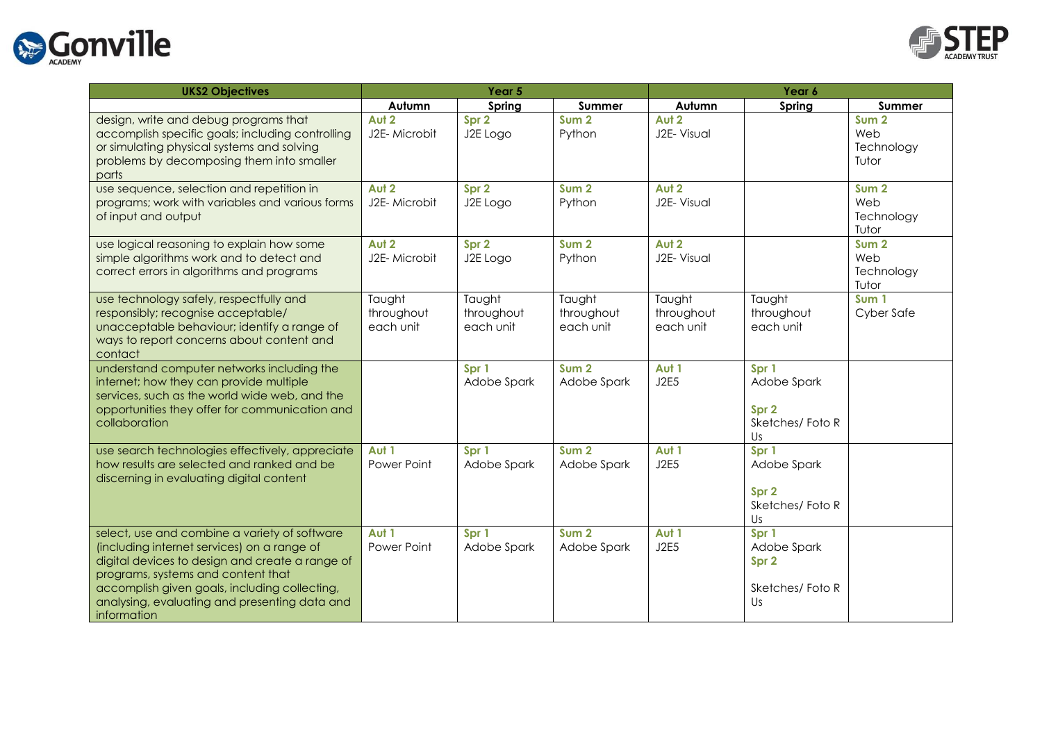| UKS2 Objectives | Year 5 | | | Year 6 | | |
|---|---|---|---|---|---|---|
| | Autumn | Spring | Summer | Autumn | Spring | Summer |
| design, write and debug programs that accomplish specific goals; including controlling or simulating physical systems and solving problems by decomposing them into smaller parts | Aut 2 J2E- Microbit | Spr 2 J2E Logo | Sum 2 Python | Aut 2 J2E- Visual | | Sum 2 Web Technology Tutor |
| use sequence, selection and repetition in programs; work with variables and various forms of input and output | Aut 2 J2E- Microbit | Spr 2 J2E Logo | Sum 2 Python | Aut 2 J2E- Visual | | Sum 2 Web Technology Tutor |
| use logical reasoning to explain how some simple algorithms work and to detect and correct errors in algorithms and programs | Aut 2 J2E- Microbit | Spr 2 J2E Logo | Sum 2 Python | Aut 2 J2E- Visual | | Sum 2 Web Technology Tutor |
| use technology safely, respectfully and responsibly; recognise acceptable/ unacceptable behaviour; identify a range of ways to report concerns about content and contact | Taught throughout each unit | Taught throughout each unit | Taught throughout each unit | Taught throughout each unit | Taught throughout each unit | Sum 1 Cyber Safe |
| understand computer networks including the internet; how they can provide multiple services, such as the world wide web, and the opportunities they offer for communication and collaboration | | Spr 1 Adobe Spark | Sum 2 Adobe Spark | Aut 1 J2E5 | Spr 1 Adobe Spark<br><br>Spr 2 Sketches/ Foto R Us | |
| use search technologies effectively, appreciate how results are selected and ranked and be discerning in evaluating digital content | Aut 1 Power Point | Spr 1 Adobe Spark | Sum 2 Adobe Spark | Aut 1 J2E5 | Spr 1 Adobe Spark<br><br>Spr 2 Sketches/ Foto R Us | |
| select, use and combine a variety of software (including internet services) on a range of digital devices to design and create a range of programs, systems and content that accomplish given goals, including collecting, analysing, evaluating and presenting data and information | Aut 1 Power Point | Spr 1 Adobe Spark | Sum 2 Adobe Spark | Aut 1 J2E5 | Spr 1 Adobe Spark<br>Spr 2<br><br>Sketches/ Foto R Us | |